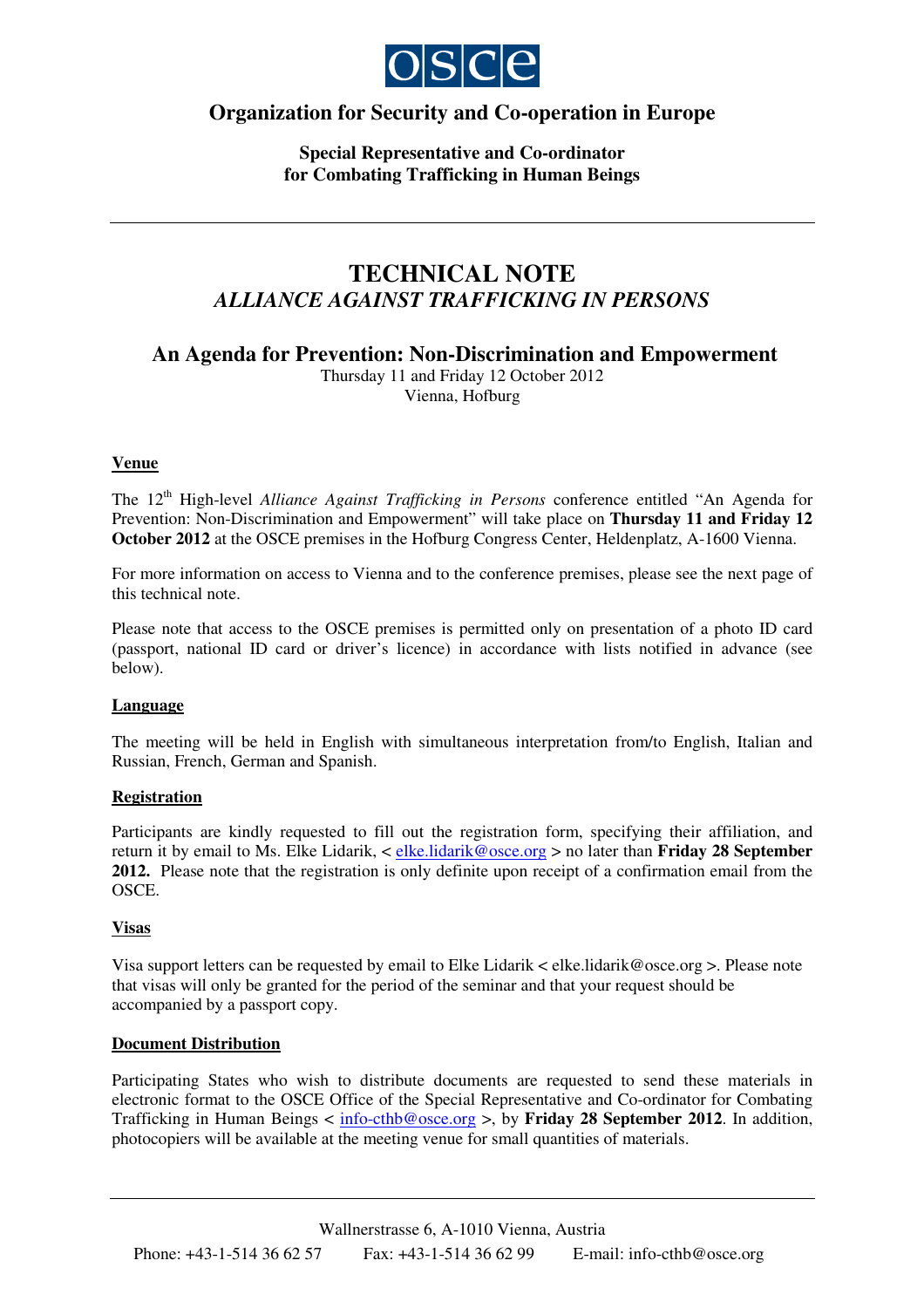OSCE

# Organization for Security and Co-operation in Europe

**Special Representative and Co-ordinator for Combating Trafficking in Human Beings**

---

# TECHNICAL NOTE
## *ALLIANCE AGAINST TRAFFICKING IN PERSONS*

## An Agenda for Prevention: Non-Discrimination and Empowerment

Thursday 11 and Friday 12 October 2012
Vienna, Hofburg

### Venue

The 12th High-level *Alliance Against Trafficking in Persons* conference entitled "An Agenda for Prevention: Non-Discrimination and Empowerment" will take place on **Thursday 11 and Friday 12 October 2012** at the OSCE premises in the Hofburg Congress Center, Heldenplatz, A-1600 Vienna.

For more information on access to Vienna and to the conference premises, please see the next page of this technical note.

Please note that access to the OSCE premises is permitted only on presentation of a photo ID card (passport, national ID card or driver's licence) in accordance with lists notified in advance (see below).

### Language

The meeting will be held in English with simultaneous interpretation from/to English, Italian and Russian, French, German and Spanish.

### Registration

Participants are kindly requested to fill out the registration form, specifying their affiliation, and return it by email to Ms. Elke Lidarik, < elke.lidarik@osce.org > no later than **Friday 28 September 2012.** Please note that the registration is only definite upon receipt of a confirmation email from the OSCE.

### Visas

Visa support letters can be requested by email to Elke Lidarik < elke.lidarik@osce.org >. Please note that visas will only be granted for the period of the seminar and that your request should be accompanied by a passport copy.

### Document Distribution

Participating States who wish to distribute documents are requested to send these materials in electronic format to the OSCE Office of the Special Representative and Co-ordinator for Combating Trafficking in Human Beings < info-cthb@osce.org >, by **Friday 28 September 2012**. In addition, photocopiers will be available at the meeting venue for small quantities of materials.

---

Wallnerstrasse 6, A-1010 Vienna, Austria
Phone: +43-1-514 36 62 57 Fax: +43-1-514 36 62 99 E-mail: info-cthb@osce.org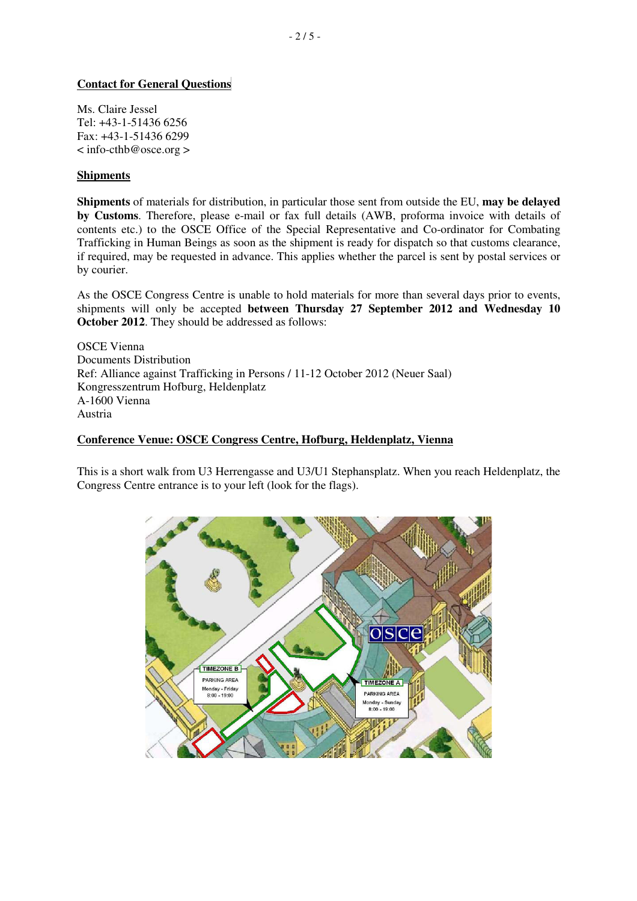## Contact for General Questions

Ms. Claire Jessel
Tel: +43-1-51436 6256
Fax: +43-1-51436 6299
< info-cthb@osce.org >

## Shipments

**Shipments** of materials for distribution, in particular those sent from outside the EU, **may be delayed by Customs**. Therefore, please e-mail or fax full details (AWB, proforma invoice with details of contents etc.) to the OSCE Office of the Special Representative and Co-ordinator for Combating Trafficking in Human Beings as soon as the shipment is ready for dispatch so that customs clearance, if required, may be requested in advance. This applies whether the parcel is sent by postal services or by courier.

As the OSCE Congress Centre is unable to hold materials for more than several days prior to events, shipments will only be accepted **between Thursday 27 September 2012 and Wednesday 10 October 2012**. They should be addressed as follows:

OSCE Vienna
Documents Distribution
Ref: Alliance against Trafficking in Persons / 11-12 October 2012 (Neuer Saal)
Kongresszentrum Hofburg, Heldenplatz
A-1600 Vienna
Austria

## Conference Venue: OSCE Congress Centre, Hofburg, Heldenplatz, Vienna

This is a short walk from U3 Herrengasse and U3/U1 Stephansplatz. When you reach Heldenplatz, the Congress Centre entrance is to your left (look for the flags).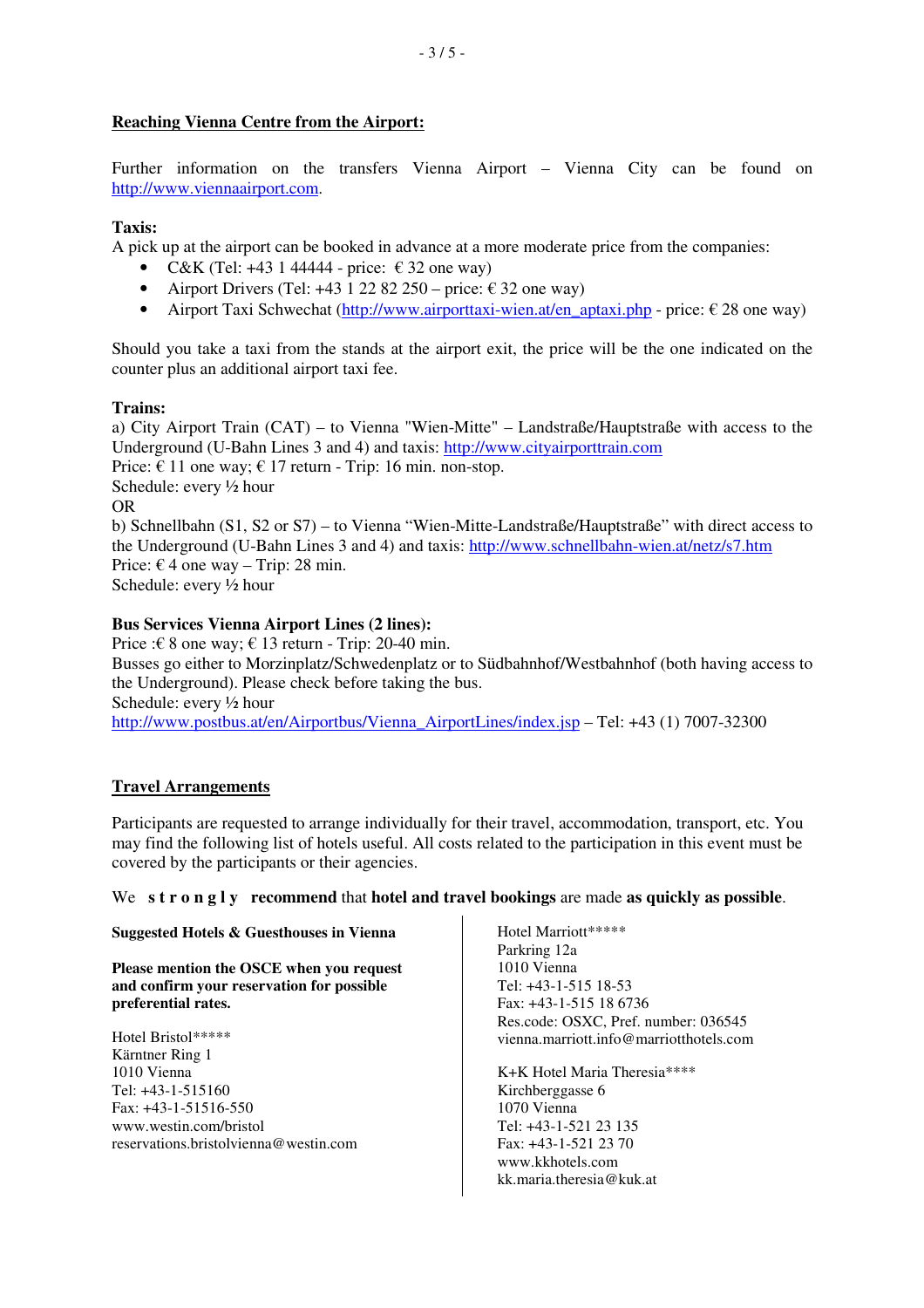## Reaching Vienna Centre from the Airport:

Further information on the transfers Vienna Airport – Vienna City can be found on http://www.viennaairport.com.

**Taxis:**
A pick up at the airport can be booked in advance at a more moderate price from the companies:

- C&K (Tel: +43 1 44444 - price: € 32 one way)
- Airport Drivers (Tel: +43 1 22 82 250 – price: € 32 one way)
- Airport Taxi Schwechat (http://www.airporttaxi-wien.at/en_aptaxi.php - price: € 28 one way)

Should you take a taxi from the stands at the airport exit, the price will be the one indicated on the counter plus an additional airport taxi fee.

**Trains:**
a) City Airport Train (CAT) – to Vienna "Wien-Mitte" – Landstraße/Hauptstraße with access to the Underground (U-Bahn Lines 3 and 4) and taxis: http://www.cityairporttrain.com
Price: € 11 one way; € 17 return - Trip: 16 min. non-stop.
Schedule: every ½ hour
OR
b) Schnellbahn (S1, S2 or S7) – to Vienna "Wien-Mitte-Landstraße/Hauptstraße" with direct access to the Underground (U-Bahn Lines 3 and 4) and taxis: http://www.schnellbahn-wien.at/netz/s7.htm
Price: € 4 one way – Trip: 28 min.
Schedule: every ½ hour

**Bus Services Vienna Airport Lines (2 lines):**
Price :€ 8 one way; € 13 return - Trip: 20-40 min.
Busses go either to Morzinplatz/Schwedenplatz or to Südbahnhof/Westbahnhof (both having access to the Underground). Please check before taking the bus.
Schedule: every ½ hour
http://www.postbus.at/en/Airportbus/Vienna_AirportLines/index.jsp – Tel: +43 (1) 7007-32300

## Travel Arrangements

Participants are requested to arrange individually for their travel, accommodation, transport, etc. You may find the following list of hotels useful. All costs related to the participation in this event must be covered by the participants or their agencies.

We **strongly recommend** that **hotel and travel bookings** are made **as quickly as possible**.

**Suggested Hotels & Guesthouses in Vienna**

**Please mention the OSCE when you request and confirm your reservation for possible preferential rates.**

Hotel Bristol*****
Kärntner Ring 1
1010 Vienna
Tel: +43-1-515160
Fax: +43-1-51516-550
www.westin.com/bristol
reservations.bristolvienna@westin.com

Hotel Marriott*****
Parkring 12a
1010 Vienna
Tel: +43-1-515 18-53
Fax: +43-1-515 18 6736
Res.code: OSXC, Pref. number: 036545
vienna.marriott.info@marriotthotels.com

K+K Hotel Maria Theresia****
Kirchberggasse 6
1070 Vienna
Tel: +43-1-521 23 135
Fax: +43-1-521 23 70
www.kkhotels.com
kk.maria.theresia@kuk.at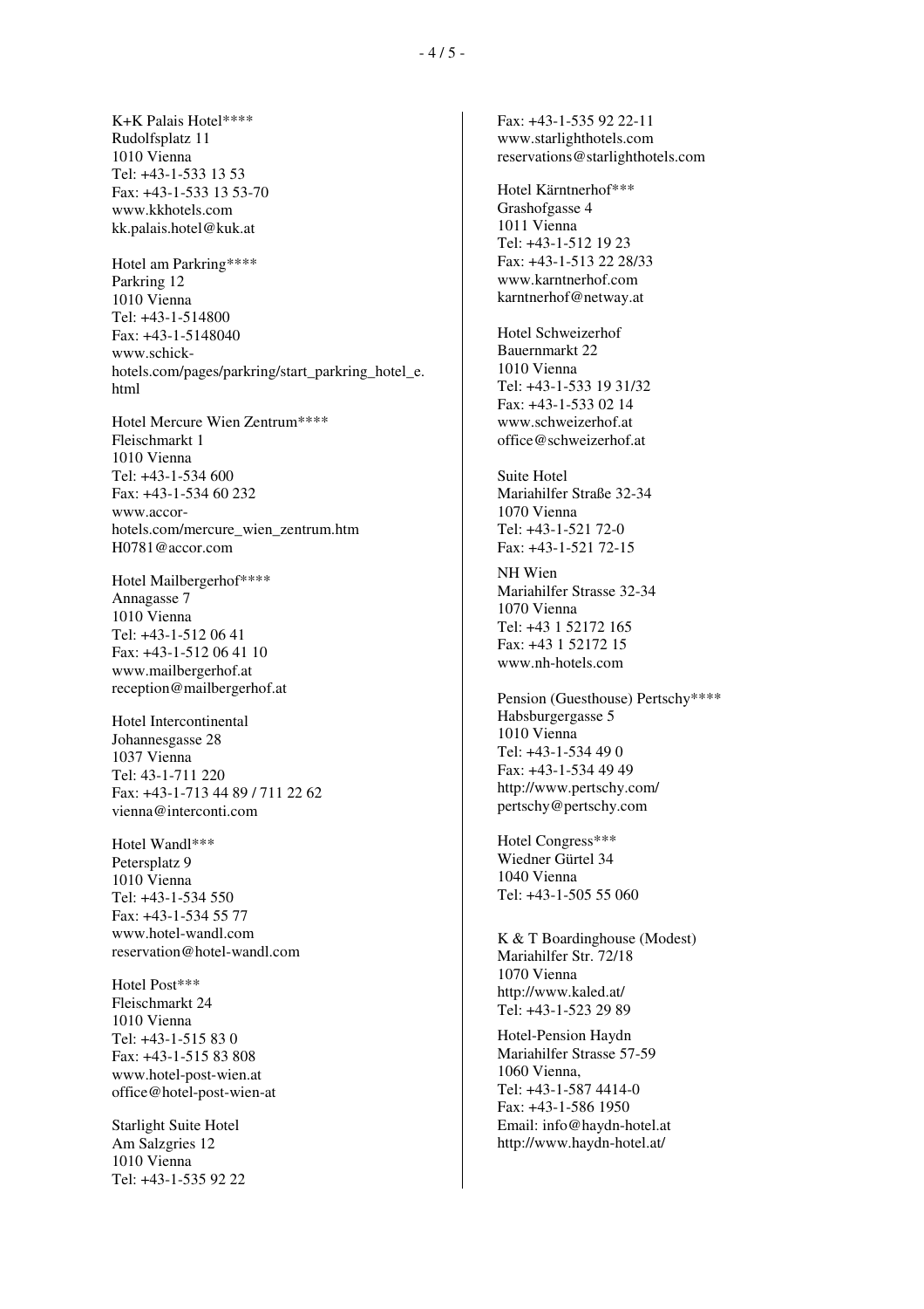K+K Palais Hotel****
Rudolfsplatz 11
1010 Vienna
Tel: +43-1-533 13 53
Fax: +43-1-533 13 53-70
www.kkhotels.com
kk.palais.hotel@kuk.at

Hotel am Parkring****
Parkring 12
1010 Vienna
Tel: +43-1-514800
Fax: +43-1-5148040
www.schick-hotels.com/pages/parkring/start_parkring_hotel_e.html

Hotel Mercure Wien Zentrum****
Fleischmarkt 1
1010 Vienna
Tel: +43-1-534 600
Fax: +43-1-534 60 232
www.accor-hotels.com/mercure_wien_zentrum.htm
H0781@accor.com

Hotel Mailbergerhof****
Annagasse 7
1010 Vienna
Tel: +43-1-512 06 41
Fax: +43-1-512 06 41 10
www.mailbergerhof.at
reception@mailbergerhof.at

Hotel Intercontinental
Johannesgasse 28
1037 Vienna
Tel: 43-1-711 220
Fax: +43-1-713 44 89 / 711 22 62
vienna@interconti.com

Hotel Wandl***
Petersplatz 9
1010 Vienna
Tel: +43-1-534 550
Fax: +43-1-534 55 77
www.hotel-wandl.com
reservation@hotel-wandl.com

Hotel Post***
Fleischmarkt 24
1010 Vienna
Tel: +43-1-515 83 0
Fax: +43-1-515 83 808
www.hotel-post-wien.at
office@hotel-post-wien-at

Starlight Suite Hotel
Am Salzgries 12
1010 Vienna
Tel: +43-1-535 92 22
Fax: +43-1-535 92 22-11
www.starlighthotels.com
reservations@starlighthotels.com

Hotel Kärntnerhof***
Grashofgasse 4
1011 Vienna
Tel: +43-1-512 19 23
Fax: +43-1-513 22 28/33
www.karntnerhof.com
karntnerhof@netway.at

Hotel Schweizerhof
Bauernmarkt 22
1010 Vienna
Tel: +43-1-533 19 31/32
Fax: +43-1-533 02 14
www.schweizerhof.at
office@schweizerhof.at

Suite Hotel
Mariahilfer Straße 32-34
1070 Vienna
Tel: +43-1-521 72-0
Fax: +43-1-521 72-15

NH Wien
Mariahilfer Strasse 32-34
1070 Vienna
Tel: +43 1 52172 165
Fax: +43 1 52172 15
www.nh-hotels.com

Pension (Guesthouse) Pertschy****
Habsburgergasse 5
1010 Vienna
Tel: +43-1-534 49 0
Fax: +43-1-534 49 49
http://www.pertschy.com/
pertschy@pertschy.com

Hotel Congress***
Wiedner Gürtel 34
1040 Vienna
Tel: +43-1-505 55 060

K & T Boardinghouse (Modest)
Mariahilfer Str. 72/18
1070 Vienna
http://www.kaled.at/
Tel: +43-1-523 29 89

Hotel-Pension Haydn
Mariahilfer Strasse 57-59
1060 Vienna,
Tel: +43-1-587 4414-0
Fax: +43-1-586 1950
Email: info@haydn-hotel.at
http://www.haydn-hotel.at/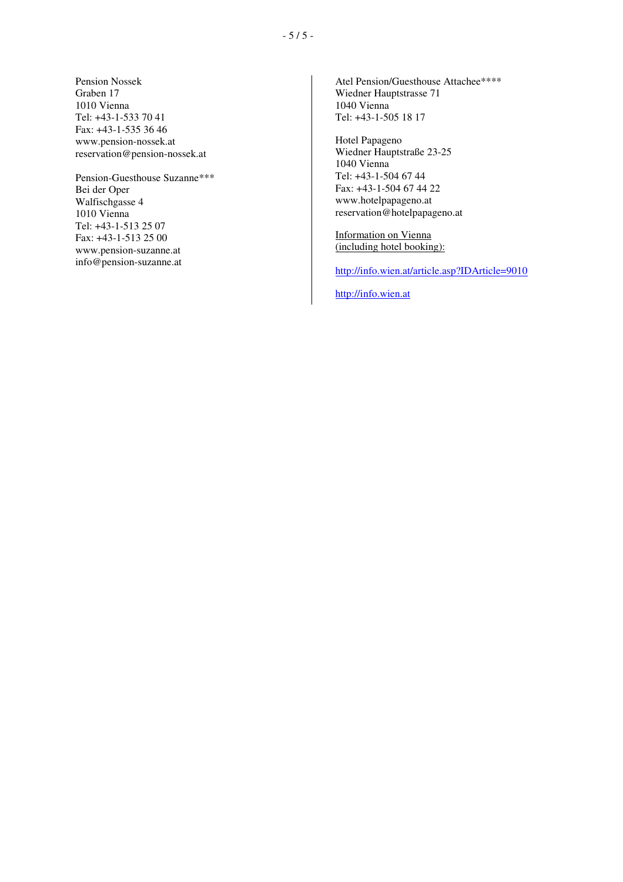Pension Nossek
Graben 17
1010 Vienna
Tel: +43-1-533 70 41
Fax: +43-1-535 36 46
www.pension-nossek.at
reservation@pension-nossek.at

Pension-Guesthouse Suzanne***
Bei der Oper
Walfischgasse 4
1010 Vienna
Tel: +43-1-513 25 07
Fax: +43-1-513 25 00
www.pension-suzanne.at
info@pension-suzanne.at

Atel Pension/Guesthouse Attachee****
Wiedner Hauptstrasse 71
1040 Vienna
Tel: +43-1-505 18 17

Hotel Papageno
Wiedner Hauptstraße 23-25
1040 Vienna
Tel: +43-1-504 67 44
Fax: +43-1-504 67 44 22
www.hotelpapageno.at
reservation@hotelpapageno.at

Information on Vienna
(including hotel booking):

http://info.wien.at/article.asp?IDArticle=9010

http://info.wien.at